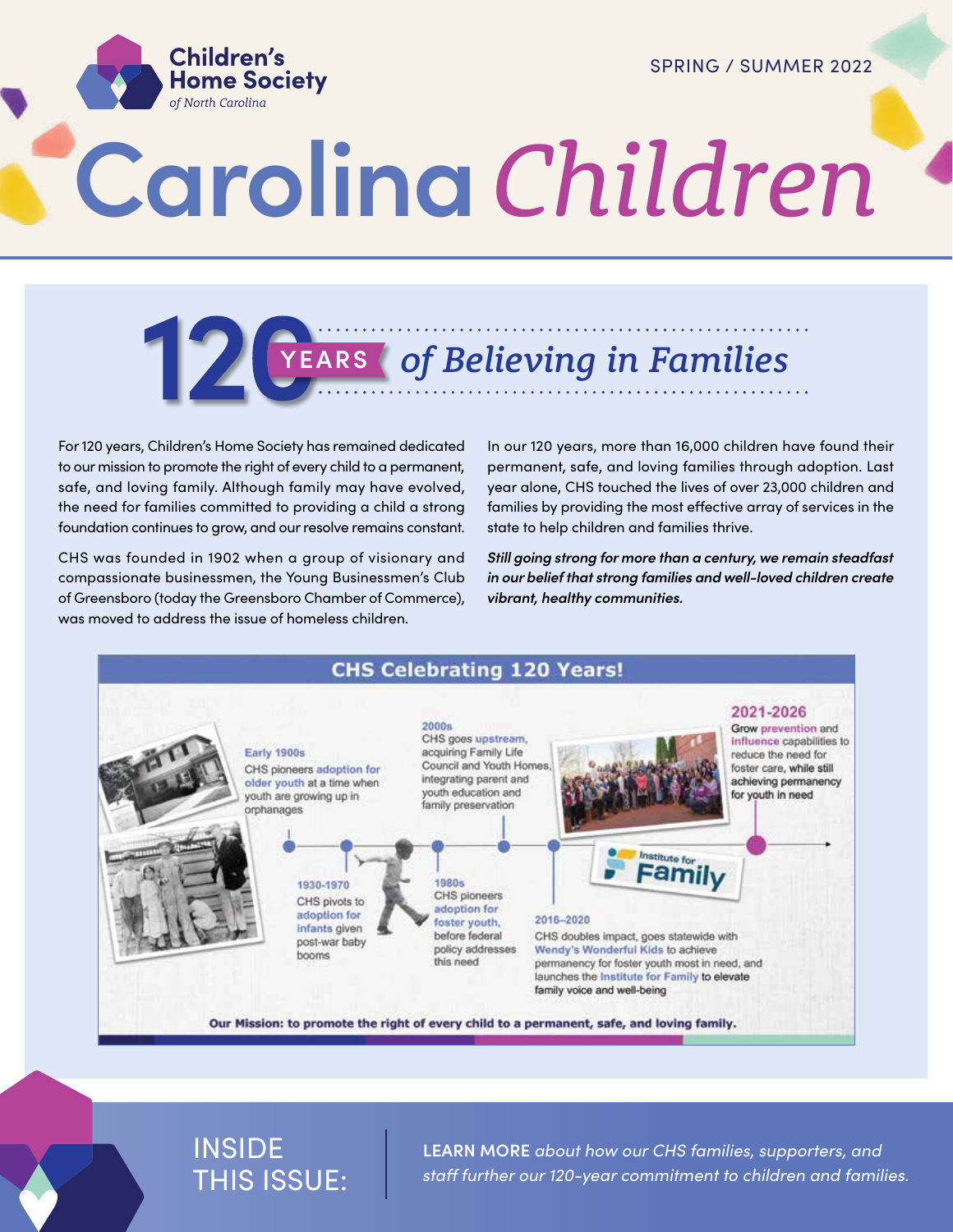Children's Home Society *of North Carolina*

SPRING / SUMMER 2022

# Carolina *Children*

## 120 YEARS *of Believing in Families*

For 120 years, Children's Home Society has remained dedicated to our mission to promote the right of every child to a permanent, safe, and loving family. Although family may have evolved, the need for families committed to providing a child a strong foundation continues to grow, and our resolve remains constant.

CHS was founded in 1902 when a group of visionary and compassionate businessmen, the Young Businessmen's Club of Greensboro (today the Greensboro Chamber of Commerce), was moved to address the issue of homeless children.

In our 120 years, more than 16,000 children have found their permanent, safe, and loving families through adoption. Last year alone, CHS touched the lives of over 23,000 children and families by providing the most effective array of services in the state to help children and families thrive.

***Still going strong for more than a century, we remain steadfast in our belief that strong families and well-loved children create vibrant, healthy communities.***

### CHS Celebrating 120 Years!

**Early 1900s**
CHS pioneers adoption for older youth at a time when youth are growing up in orphanages

**1930-1970**
CHS pivots to adoption for infants given post-war baby booms

**1980s**
CHS pioneers adoption for foster youth, before federal policy addresses this need

**2000s**
CHS goes upstream, acquiring Family Life Council and Youth Homes, integrating parent and youth education and family preservation

**2016–2020**
CHS doubles impact, goes statewide with Wendy's Wonderful Kids to achieve permanency for foster youth most in need, and launches the Institute for Family to elevate family voice and well-being

**2021-2026**
Grow prevention and influence capabilities to reduce the need for foster care, while still achieving permanency for youth in need

Institute for Family

**Our Mission: to promote the right of every child to a permanent, safe, and loving family.**

INSIDE THIS ISSUE:

**LEARN MORE** *about how our CHS families, supporters, and staff further our 120-year commitment to children and families.*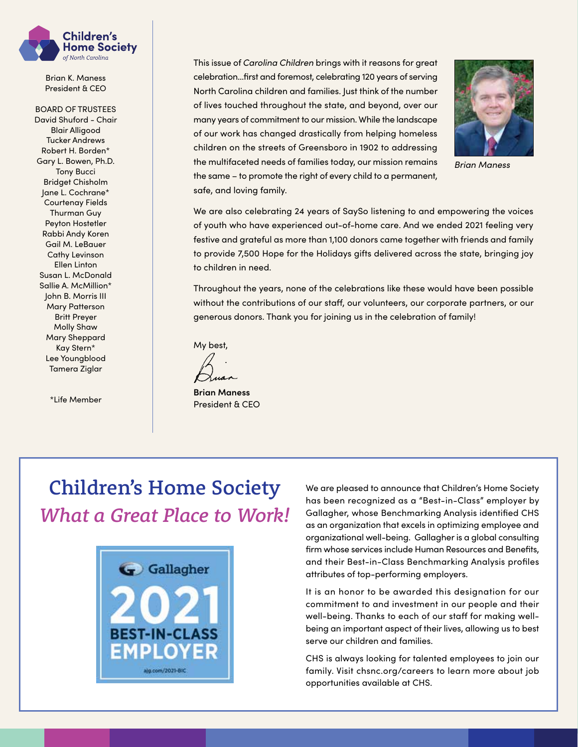Children's Home Society *of North Carolina*

Brian K. Maness
President & CEO

BOARD OF TRUSTEES
David Shuford - Chair
Blair Alligood
Tucker Andrews
Robert H. Borden*
Gary L. Bowen, Ph.D.
Tony Bucci
Bridget Chisholm
Jane L. Cochrane*
Courtenay Fields
Thurman Guy
Peyton Hostetler
Rabbi Andy Koren
Gail M. LeBauer
Cathy Levinson
Ellen Linton
Susan L. McDonald
Sallie A. McMillion*
John B. Morris III
Mary Patterson
Britt Preyer
Molly Shaw
Mary Sheppard
Kay Stern*
Lee Youngblood
Tamera Ziglar

*Life Member

This issue of *Carolina Children* brings with it reasons for great celebration...first and foremost, celebrating 120 years of serving North Carolina children and families. Just think of the number of lives touched throughout the state, and beyond, over our many years of commitment to our mission. While the landscape of our work has changed drastically from helping homeless children on the streets of Greensboro in 1902 to addressing the multifaceted needs of families today, our mission remains the same – to promote the right of every child to a permanent, safe, and loving family.

*Brian Maness*

We are also celebrating 24 years of SaySo listening to and empowering the voices of youth who have experienced out-of-home care. And we ended 2021 feeling very festive and grateful as more than 1,100 donors came together with friends and family to provide 7,500 Hope for the Holidays gifts delivered across the state, bringing joy to children in need.

Throughout the years, none of the celebrations like these would have been possible without the contributions of our staff, our volunteers, our corporate partners, or our generous donors. Thank you for joining us in the celebration of family!

My best,

Brian

**Brian Maness**
President & CEO

# Children's Home Society
## *What a Great Place to Work!*

Gallagher 2021 BEST-IN-CLASS EMPLOYER
ajg.com/2021-BIC

We are pleased to announce that Children's Home Society has been recognized as a "Best-in-Class" employer by Gallagher, whose Benchmarking Analysis identified CHS as an organization that excels in optimizing employee and organizational well-being. Gallagher is a global consulting firm whose services include Human Resources and Benefits, and their Best-in-Class Benchmarking Analysis profiles attributes of top-performing employers.

It is an honor to be awarded this designation for our commitment to and investment in our people and their well-being. Thanks to each of our staff for making well-being an important aspect of their lives, allowing us to best serve our children and families.

CHS is always looking for talented employees to join our family. Visit chsnc.org/careers to learn more about job opportunities available at CHS.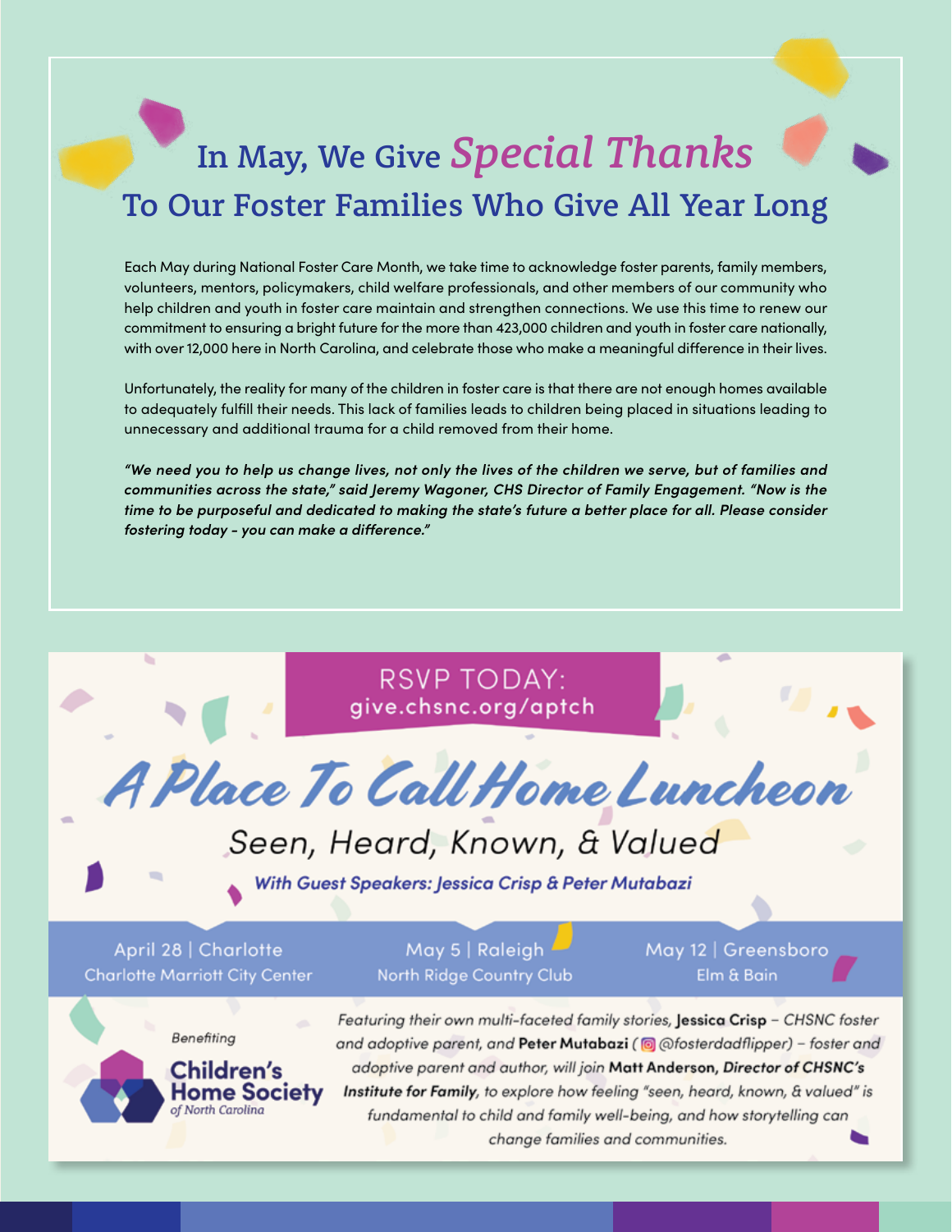# In May, We Give *Special Thanks* To Our Foster Families Who Give All Year Long

Each May during National Foster Care Month, we take time to acknowledge foster parents, family members, volunteers, mentors, policymakers, child welfare professionals, and other members of our community who help children and youth in foster care maintain and strengthen connections. We use this time to renew our commitment to ensuring a bright future for the more than 423,000 children and youth in foster care nationally, with over 12,000 here in North Carolina, and celebrate those who make a meaningful difference in their lives.

Unfortunately, the reality for many of the children in foster care is that there are not enough homes available to adequately fulfill their needs. This lack of families leads to children being placed in situations leading to unnecessary and additional trauma for a child removed from their home.

***"We need you to help us change lives, not only the lives of the children we serve, but of families and communities across the state," said Jeremy Wagoner, CHS Director of Family Engagement. "Now is the time to be purposeful and dedicated to making the state's future a better place for all. Please consider fostering today - you can make a difference."***

RSVP TODAY:
give.chsnc.org/aptch

## *A Place To Call Home Luncheon*

### Seen, Heard, Known, & Valued

***With Guest Speakers: Jessica Crisp & Peter Mutabazi***

April 28 | Charlotte
Charlotte Marriott City Center

May 5 | Raleigh
North Ridge Country Club

May 12 | Greensboro
Elm & Bain

*Benefiting*

**Children's Home Society** *of North Carolina*

*Featuring their own multi-faceted family stories,* **Jessica Crisp** *– CHSNC foster and adoptive parent, and* **Peter Mutabazi** *( @fosterdadflipper) – foster and adoptive parent and author, will join* ***Matt Anderson, Director of CHSNC's Institute for Family****, to explore how feeling "seen, heard, known, & valued" is fundamental to child and family well-being, and how storytelling can change families and communities.*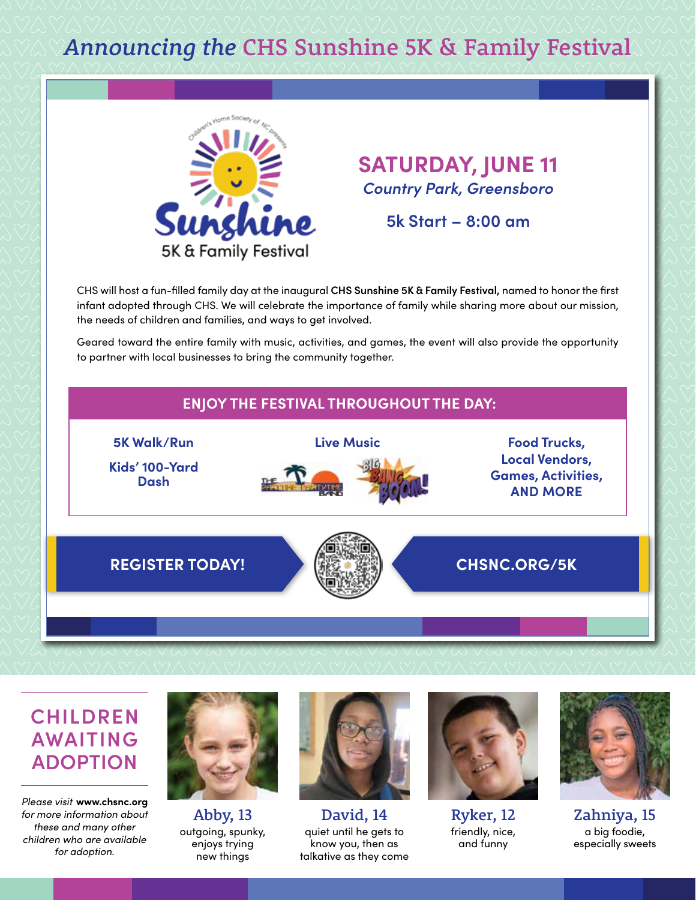# *Announcing the* CHS Sunshine 5K & Family Festival

Children's Home Society of NC presents
**Sunshine**
5K & Family Festival

## SATURDAY, JUNE 11

*Country Park, Greensboro*

**5k Start – 8:00 am**

CHS will host a fun-filled family day at the inaugural **CHS Sunshine 5K & Family Festival,** named to honor the first infant adopted through CHS. We will celebrate the importance of family while sharing more about our mission, the needs of children and families, and ways to get involved.

Geared toward the entire family with music, activities, and games, the event will also provide the opportunity to partner with local businesses to bring the community together.

### ENJOY THE FESTIVAL THROUGHOUT THE DAY:

**5K Walk/Run**

**Kids' 100-Yard Dash**

**Live Music**

The Parrothead Partytime Band

Big Bang Boom!

**Food Trucks, Local Vendors, Games, Activities, AND MORE**

**REGISTER TODAY!** **CHSNC.ORG/5K**

## CHILDREN AWAITING ADOPTION

*Please visit* **www.chsnc.org** *for more information about these and many other children who are available for adoption.*

**Abby, 13**
outgoing, spunky, enjoys trying new things

**David, 14**
quiet until he gets to know you, then as talkative as they come

**Ryker, 12**
friendly, nice, and funny

**Zahniya, 15**
a big foodie, especially sweets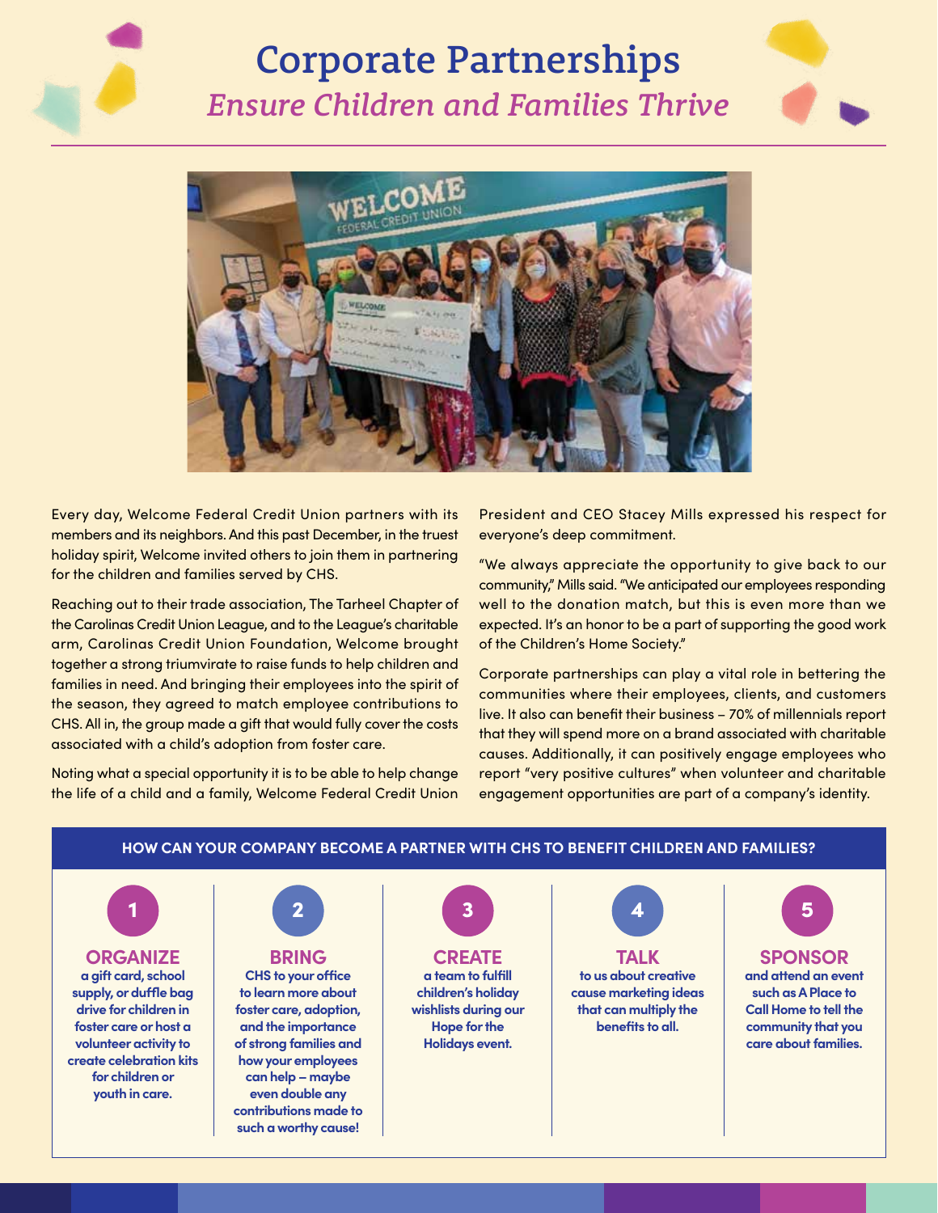# Corporate Partnerships

## *Ensure Children and Families Thrive*

Every day, Welcome Federal Credit Union partners with its members and its neighbors. And this past December, in the truest holiday spirit, Welcome invited others to join them in partnering for the children and families served by CHS.

Reaching out to their trade association, The Tarheel Chapter of the Carolinas Credit Union League, and to the League's charitable arm, Carolinas Credit Union Foundation, Welcome brought together a strong triumvirate to raise funds to help children and families in need. And bringing their employees into the spirit of the season, they agreed to match employee contributions to CHS. All in, the group made a gift that would fully cover the costs associated with a child's adoption from foster care.

Noting what a special opportunity it is to be able to help change the life of a child and a family, Welcome Federal Credit Union President and CEO Stacey Mills expressed his respect for everyone's deep commitment.

"We always appreciate the opportunity to give back to our community," Mills said. "We anticipated our employees responding well to the donation match, but this is even more than we expected. It's an honor to be a part of supporting the good work of the Children's Home Society."

Corporate partnerships can play a vital role in bettering the communities where their employees, clients, and customers live. It also can benefit their business – 70% of millennials report that they will spend more on a brand associated with charitable causes. Additionally, it can positively engage employees who report "very positive cultures" when volunteer and charitable engagement opportunities are part of a company's identity.

### HOW CAN YOUR COMPANY BECOME A PARTNER WITH CHS TO BENEFIT CHILDREN AND FAMILIES?

1. **ORGANIZE** a gift card, school supply, or duffle bag drive for children in foster care or host a volunteer activity to create celebration kits for children or youth in care.
2. **BRING** CHS to your office to learn more about foster care, adoption, and the importance of strong families and how your employees can help – maybe even double any contributions made to such a worthy cause!
3. **CREATE** a team to fulfill children's holiday wishlists during our Hope for the Holidays event.
4. **TALK** to us about creative cause marketing ideas that can multiply the benefits to all.
5. **SPONSOR** and attend an event such as A Place to Call Home to tell the community that you care about families.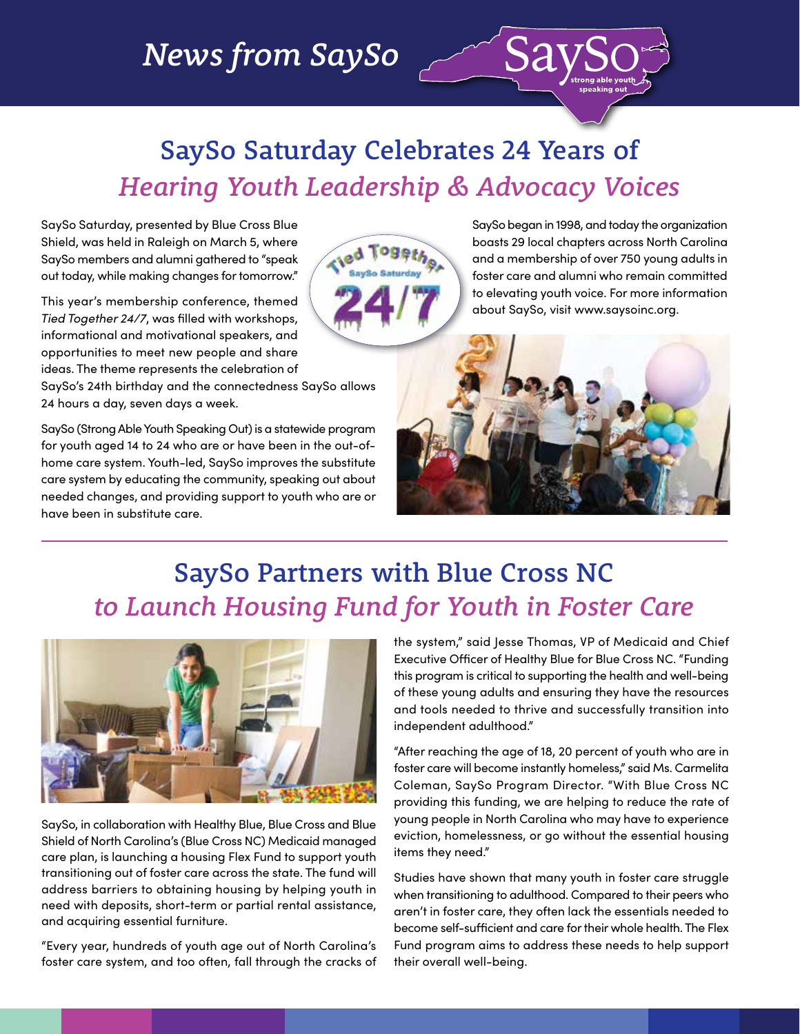# News from SaySo

## SaySo Saturday Celebrates 24 Years of *Hearing Youth Leadership & Advocacy Voices*

SaySo Saturday, presented by Blue Cross Blue Shield, was held in Raleigh on March 5, where SaySo members and alumni gathered to "speak out today, while making changes for tomorrow."

This year's membership conference, themed *Tied Together 24/7*, was filled with workshops, informational and motivational speakers, and opportunities to meet new people and share ideas. The theme represents the celebration of SaySo's 24th birthday and the connectedness SaySo allows 24 hours a day, seven days a week.

SaySo (Strong Able Youth Speaking Out) is a statewide program for youth aged 14 to 24 who are or have been in the out-of-home care system. Youth-led, SaySo improves the substitute care system by educating the community, speaking out about needed changes, and providing support to youth who are or have been in substitute care.

SaySo began in 1998, and today the organization boasts 29 local chapters across North Carolina and a membership of over 750 young adults in foster care and alumni who remain committed to elevating youth voice. For more information about SaySo, visit www.saysoinc.org.

## SaySo Partners with Blue Cross NC *to Launch Housing Fund for Youth in Foster Care*

SaySo, in collaboration with Healthy Blue, Blue Cross and Blue Shield of North Carolina's (Blue Cross NC) Medicaid managed care plan, is launching a housing Flex Fund to support youth transitioning out of foster care across the state. The fund will address barriers to obtaining housing by helping youth in need with deposits, short-term or partial rental assistance, and acquiring essential furniture.

"Every year, hundreds of youth age out of North Carolina's foster care system, and too often, fall through the cracks of the system," said Jesse Thomas, VP of Medicaid and Chief Executive Officer of Healthy Blue for Blue Cross NC. "Funding this program is critical to supporting the health and well-being of these young adults and ensuring they have the resources and tools needed to thrive and successfully transition into independent adulthood."

"After reaching the age of 18, 20 percent of youth who are in foster care will become instantly homeless," said Ms. Carmelita Coleman, SaySo Program Director. "With Blue Cross NC providing this funding, we are helping to reduce the rate of young people in North Carolina who may have to experience eviction, homelessness, or go without the essential housing items they need."

Studies have shown that many youth in foster care struggle when transitioning to adulthood. Compared to their peers who aren't in foster care, they often lack the essentials needed to become self-sufficient and care for their whole health. The Flex Fund program aims to address these needs to help support their overall well-being.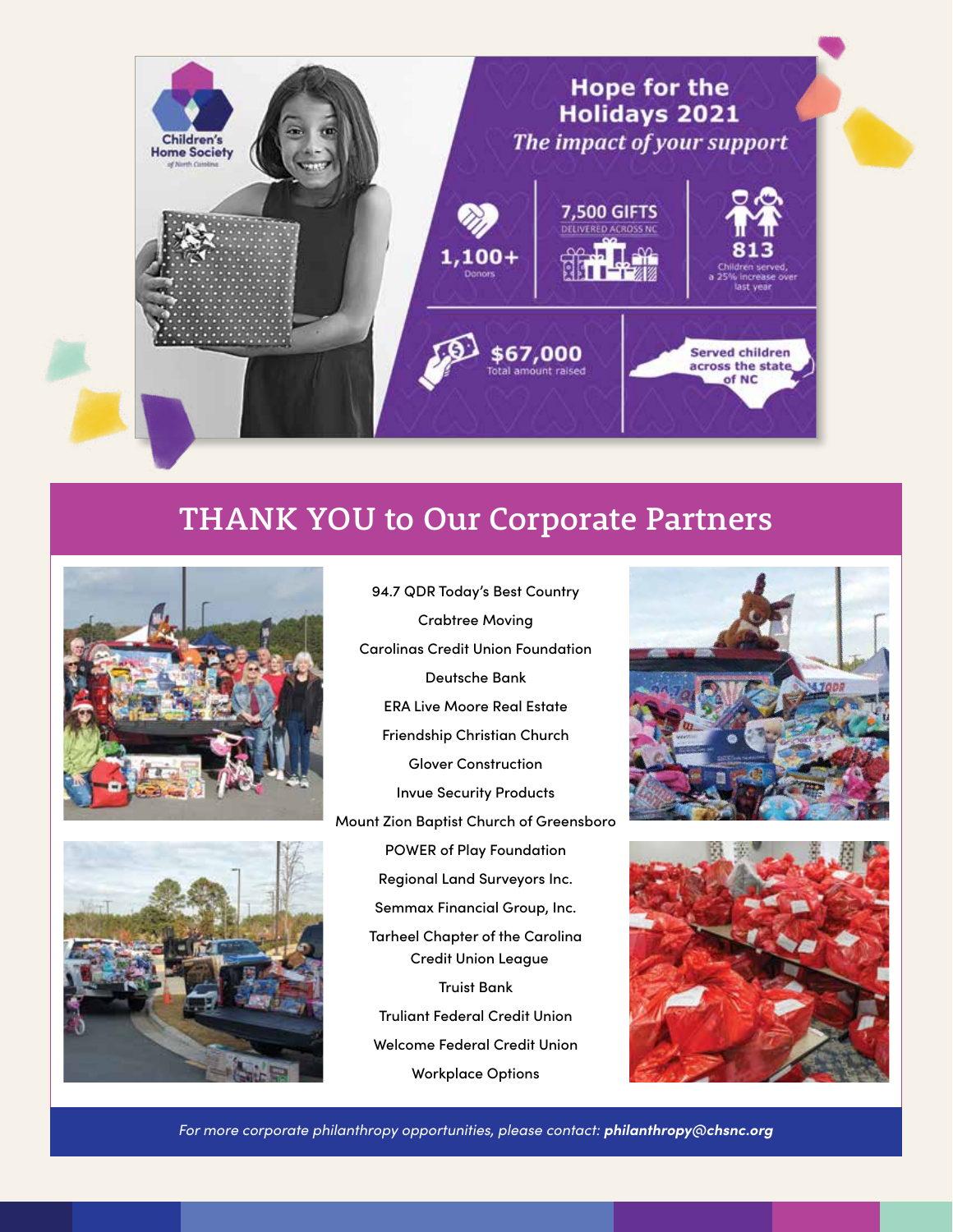Children's Home Society of North Carolina

# Hope for the Holidays 2021

*The impact of your support*

**1,100+** Donors

**7,500 GIFTS** DELIVERED ACROSS NC

**813** Children served, a 25% increase over last year

**$67,000** Total amount raised

Served children across the state of NC

## THANK YOU to Our Corporate Partners

94.7 QDR Today's Best Country

Crabtree Moving

Carolinas Credit Union Foundation

Deutsche Bank

ERA Live Moore Real Estate

Friendship Christian Church

Glover Construction

Invue Security Products

Mount Zion Baptist Church of Greensboro

POWER of Play Foundation

Regional Land Surveyors Inc.

Semmax Financial Group, Inc.

Tarheel Chapter of the Carolina Credit Union League

Truist Bank

Truliant Federal Credit Union

Welcome Federal Credit Union

Workplace Options

*For more corporate philanthropy opportunities, please contact:* ***philanthropy@chsnc.org***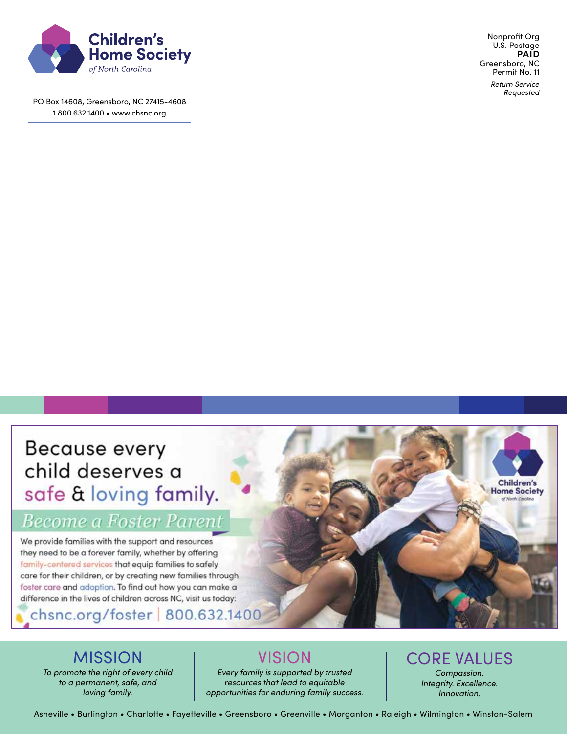**Children's Home Society** *of North Carolina*

PO Box 14608, Greensboro, NC 27415-4608
1.800.632.1400 • www.chsnc.org

Nonprofit Org
U.S. Postage
**PAID**
Greensboro, NC
Permit No. 11

*Return Service Requested*

# Because every child deserves a safe & loving family.

## *Become a Foster Parent*

We provide families with the support and resources they need to be a forever family, whether by offering family-centered services that equip families to safely care for their children, or by creating new families through foster care and adoption. To find out how you can make a difference in the lives of children across NC, visit us today:

chsnc.org/foster | 800.632.1400

## MISSION

*To promote the right of every child to a permanent, safe, and loving family.*

## VISION

*Every family is supported by trusted resources that lead to equitable opportunities for enduring family success.*

## CORE VALUES

*Compassion. Integrity. Excellence. Innovation.*

Asheville • Burlington • Charlotte • Fayetteville • Greensboro • Greenville • Morganton • Raleigh • Wilmington • Winston-Salem